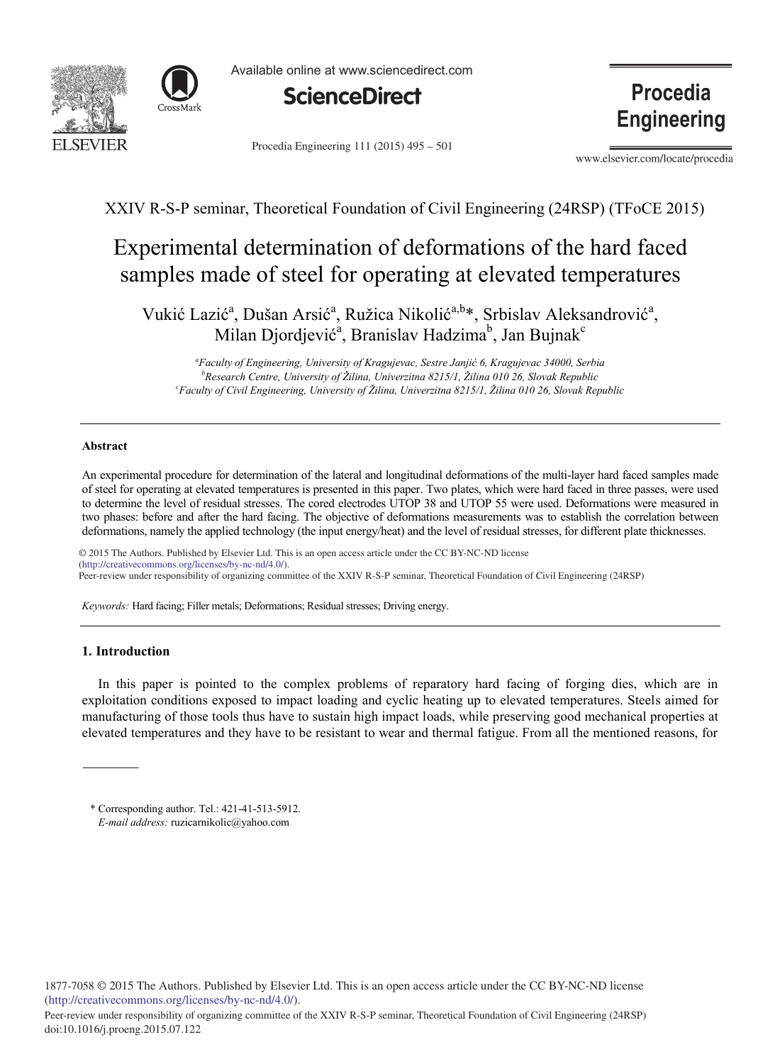XXIV R-S-P seminar, Theoretical Foundation of Civil Engineering (24RSP) (TFoCE 2015)

# Experimental determination of deformations of the hard faced samples made of steel for operating at elevated temperatures

Vukić Lazić[a], Dušan Arsić[a], Ružica Nikolić[a,b]*, Srbislav Aleksandrović[a], Milan Djordjević[a], Branislav Hadzima[b], Jan Bujnak[c]

[a]*Faculty of Engineering, University of Kragujevac, Sestre Janjić 6, Kragujevac 34000, Serbia*
[b]*Research Centre, University of Žilina, Univerzitna 8215/1, Žilina 010 26, Slovak Republic*
[c]*Faculty of Civil Engineering, University of Žilina, Univerzitna 8215/1, Žilina 010 26, Slovak Republic*

---

### Abstract

An experimental procedure for determination of the lateral and longitudinal deformations of the multi-layer hard faced samples made of steel for operating at elevated temperatures is presented in this paper. Two plates, which were hard faced in three passes, were used to determine the level of residual stresses. The cored electrodes UTOP 38 and UTOP 55 were used. Deformations were measured in two phases: before and after the hard facing. The objective of deformations measurements was to establish the correlation between deformations, namely the applied technology (the input energy/heat) and the level of residual stresses, for different plate thicknesses.

© 2015 The Authors. Published by Elsevier Ltd. This is an open access article under the CC BY-NC-ND license (http://creativecommons.org/licenses/by-nc-nd/4.0/).
Peer-review under responsibility of organizing committee of the XXIV R-S-P seminar, Theoretical Foundation of Civil Engineering (24RSP)

*Keywords:* Hard facing; Filler metals; Deformations; Residual stresses; Driving energy.

---

## 1. Introduction

In this paper is pointed to the complex problems of reparatory hard facing of forging dies, which are in exploitation conditions exposed to impact loading and cyclic heating up to elevated temperatures. Steels aimed for manufacturing of those tools thus have to sustain high impact loads, while preserving good mechanical properties at elevated temperatures and they have to be resistant to wear and thermal fatigue. From all the mentioned reasons, for

\* Corresponding author. Tel.: 421-41-513-5912.
*E-mail address:* ruzicarnikolic@yahoo.com

1877-7058 © 2015 The Authors. Published by Elsevier Ltd. This is an open access article under the CC BY-NC-ND license (http://creativecommons.org/licenses/by-nc-nd/4.0/).
Peer-review under responsibility of organizing committee of the XXIV R-S-P seminar, Theoretical Foundation of Civil Engineering (24RSP)
doi:10.1016/j.proeng.2015.07.122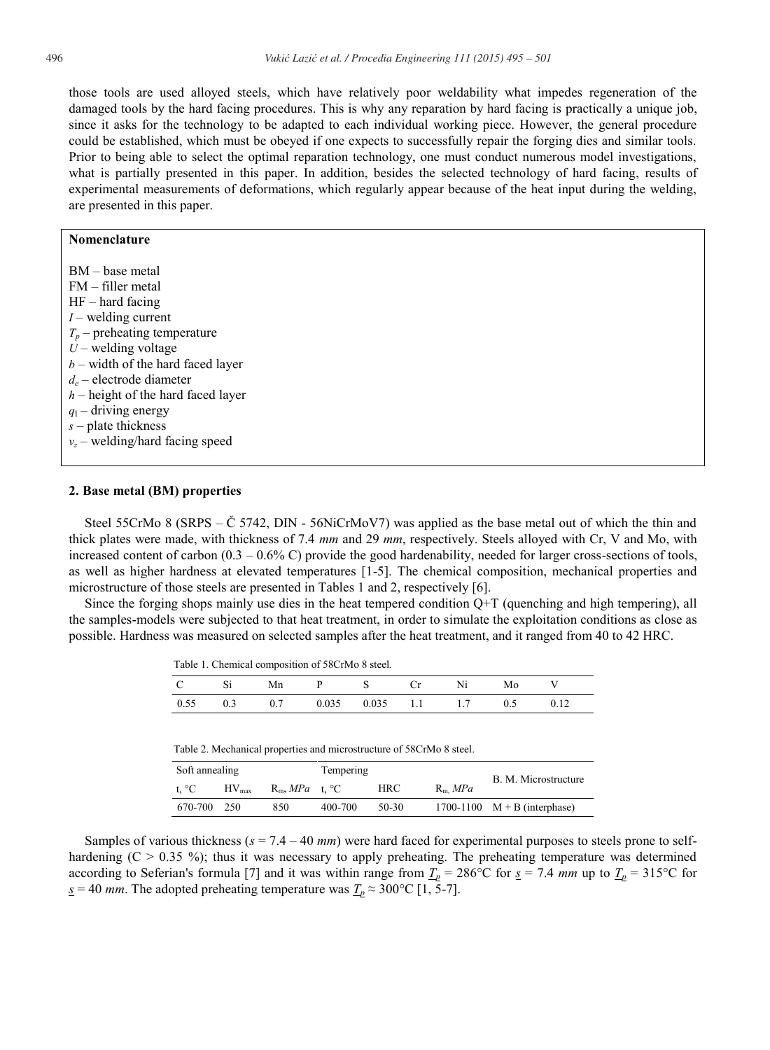those tools are used alloyed steels, which have relatively poor weldability what impedes regeneration of the damaged tools by the hard facing procedures. This is why any reparation by hard facing is practically a unique job, since it asks for the technology to be adapted to each individual working piece. However, the general procedure could be established, which must be obeyed if one expects to successfully repair the forging dies and similar tools. Prior to being able to select the optimal reparation technology, one must conduct numerous model investigations, what is partially presented in this paper. In addition, besides the selected technology of hard facing, results of experimental measurements of deformations, which regularly appear because of the heat input during the welding, are presented in this paper.

**Nomenclature**

BM – base metal
FM – filler metal
HF – hard facing
$I$ – welding current
$T_p$ – preheating temperature
$U$ – welding voltage
$b$ – width of the hard faced layer
$d_e$ – electrode diameter
$h$ – height of the hard faced layer
$q_1$ – driving energy
$s$ – plate thickness
$v_z$ – welding/hard facing speed

## 2. Base metal (BM) properties

Steel 55CrMo 8 (SRPS – Č 5742, DIN - 56NiCrMoV7) was applied as the base metal out of which the thin and thick plates were made, with thickness of 7.4 *mm* and 29 *mm*, respectively. Steels alloyed with Cr, V and Mo, with increased content of carbon (0.3 – 0.6% C) provide the good hardenability, needed for larger cross-sections of tools, as well as higher hardness at elevated temperatures [1-5]. The chemical composition, mechanical properties and microstructure of those steels are presented in Tables 1 and 2, respectively [6].

Since the forging shops mainly use dies in the heat tempered condition Q+T (quenching and high tempering), all the samples-models were subjected to that heat treatment, in order to simulate the exploitation conditions as close as possible. Hardness was measured on selected samples after the heat treatment, and it ranged from 40 to 42 HRC.

Table 1. Chemical composition of 58CrMo 8 steel.

| C | Si | Mn | P | S | Cr | Ni | Mo | V |
|---|---|---|---|---|---|---|---|---|
| 0.55 | 0.3 | 0.7 | 0.035 | 0.035 | 1.1 | 1.7 | 0.5 | 0.12 |

Table 2. Mechanical properties and microstructure of 58CrMo 8 steel.

| Soft annealing | | | Tempering | | | B. M. Microstructure |
|---|---|---|---|---|---|---|
| t, °C | $HV_{max}$ | $R_m$, *MPa* | t, °C | HRC | $R_m$, *MPa* | |
| 670-700 | 250 | 850 | 400-700 | 50-30 | 1700-1100 | M + B (interphase) |

Samples of various thickness ($s$ = 7.4 – 40 *mm*) were hard faced for experimental purposes to steels prone to self-hardening (C > 0.35 %); thus it was necessary to apply preheating. The preheating temperature was determined according to Seferian's formula [7] and it was within range from $\underline{T_p}$ = 286°C for $\underline{s}$ = 7.4 *mm* up to $\underline{T_p}$ = 315°C for $\underline{s}$ = 40 *mm*. The adopted preheating temperature was $\underline{T_p} \approx$ 300°C [1, 5-7].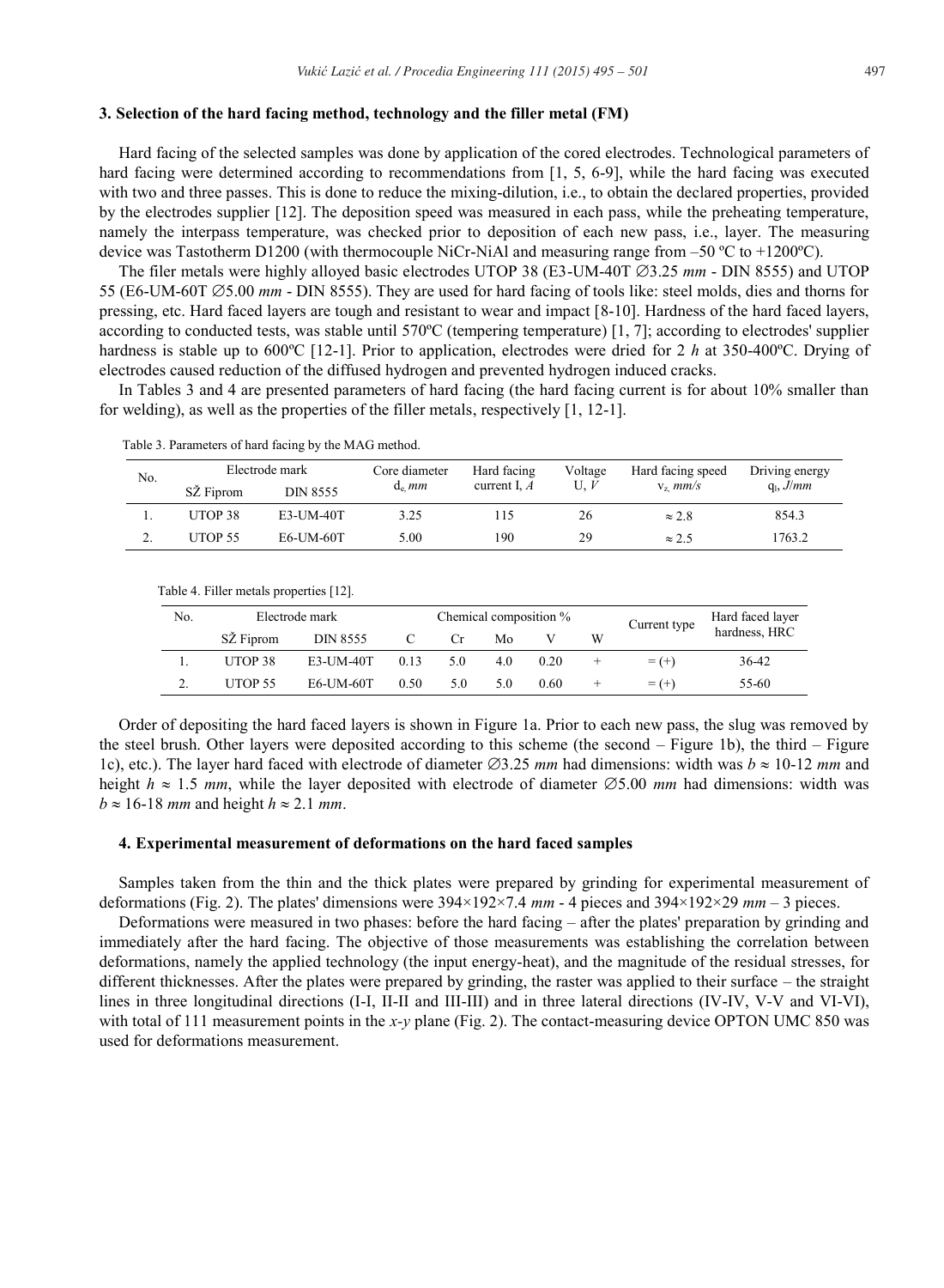### 3. Selection of the hard facing method, technology and the filler metal (FM)

Hard facing of the selected samples was done by application of the cored electrodes. Technological parameters of hard facing were determined according to recommendations from [1, 5, 6-9], while the hard facing was executed with two and three passes. This is done to reduce the mixing-dilution, i.e., to obtain the declared properties, provided by the electrodes supplier [12]. The deposition speed was measured in each pass, while the preheating temperature, namely the interpass temperature, was checked prior to deposition of each new pass, i.e., layer. The measuring device was Tastotherm D1200 (with thermocouple NiCr-NiAl and measuring range from –50 ºC to +1200ºC).

The filer metals were highly alloyed basic electrodes UTOP 38 (E3-UM-40T ∅3.25 *mm* - DIN 8555) and UTOP 55 (E6-UM-60T ∅5.00 *mm* - DIN 8555). They are used for hard facing of tools like: steel molds, dies and thorns for pressing, etc. Hard faced layers are tough and resistant to wear and impact [8-10]. Hardness of the hard faced layers, according to conducted tests, was stable until 570ºC (tempering temperature) [1, 7]; according to electrodes' supplier hardness is stable up to 600ºC [12-1]. Prior to application, electrodes were dried for 2 *h* at 350-400ºC. Drying of electrodes caused reduction of the diffused hydrogen and prevented hydrogen induced cracks.

In Tables 3 and 4 are presented parameters of hard facing (the hard facing current is for about 10% smaller than for welding), as well as the properties of the filler metals, respectively [1, 12-1].

Table 3. Parameters of hard facing by the MAG method.

| No. | Electrode mark | | Core diameter $d_c$, *mm* | Hard facing current I, *A* | Voltage U, *V* | Hard facing speed $v_z$, *mm/s* | Driving energy $q_l$, *J/mm* |
|---|---|---|---|---|---|---|---|
| | SŽ Fiprom | DIN 8555 | | | | | |
| 1. | UTOP 38 | E3-UM-40T | 3.25 | 115 | 26 | ≈ 2.8 | 854.3 |
| 2. | UTOP 55 | E6-UM-60T | 5.00 | 190 | 29 | ≈ 2.5 | 1763.2 |

Table 4. Filler metals properties [12].

| No. | Electrode mark | | Chemical composition % | | | | | Current type | Hard faced layer hardness, HRC |
|---|---|---|---|---|---|---|---|---|---|
| | SŽ Fiprom | DIN 8555 | C | Cr | Mo | V | W | | |
| 1. | UTOP 38 | E3-UM-40T | 0.13 | 5.0 | 4.0 | 0.20 | + | = (+) | 36-42 |
| 2. | UTOP 55 | E6-UM-60T | 0.50 | 5.0 | 5.0 | 0.60 | + | = (+) | 55-60 |

Order of depositing the hard faced layers is shown in Figure 1a. Prior to each new pass, the slug was removed by the steel brush. Other layers were deposited according to this scheme (the second – Figure 1b), the third – Figure 1c), etc.). The layer hard faced with electrode of diameter ∅3.25 *mm* had dimensions: width was $b \approx$ 10-12 *mm* and height $h \approx$ 1.5 *mm*, while the layer deposited with electrode of diameter ∅5.00 *mm* had dimensions: width was $b \approx$ 16-18 *mm* and height $h \approx$ 2.1 *mm*.

### 4. Experimental measurement of deformations on the hard faced samples

Samples taken from the thin and the thick plates were prepared by grinding for experimental measurement of deformations (Fig. 2). The plates' dimensions were 394×192×7.4 *mm* - 4 pieces and 394×192×29 *mm* – 3 pieces.

Deformations were measured in two phases: before the hard facing – after the plates' preparation by grinding and immediately after the hard facing. The objective of those measurements was establishing the correlation between deformations, namely the applied technology (the input energy-heat), and the magnitude of the residual stresses, for different thicknesses. After the plates were prepared by grinding, the raster was applied to their surface – the straight lines in three longitudinal directions (I-I, II-II and III-III) and in three lateral directions (IV-IV, V-V and VI-VI), with total of 111 measurement points in the *x-y* plane (Fig. 2). The contact-measuring device OPTON UMC 850 was used for deformations measurement.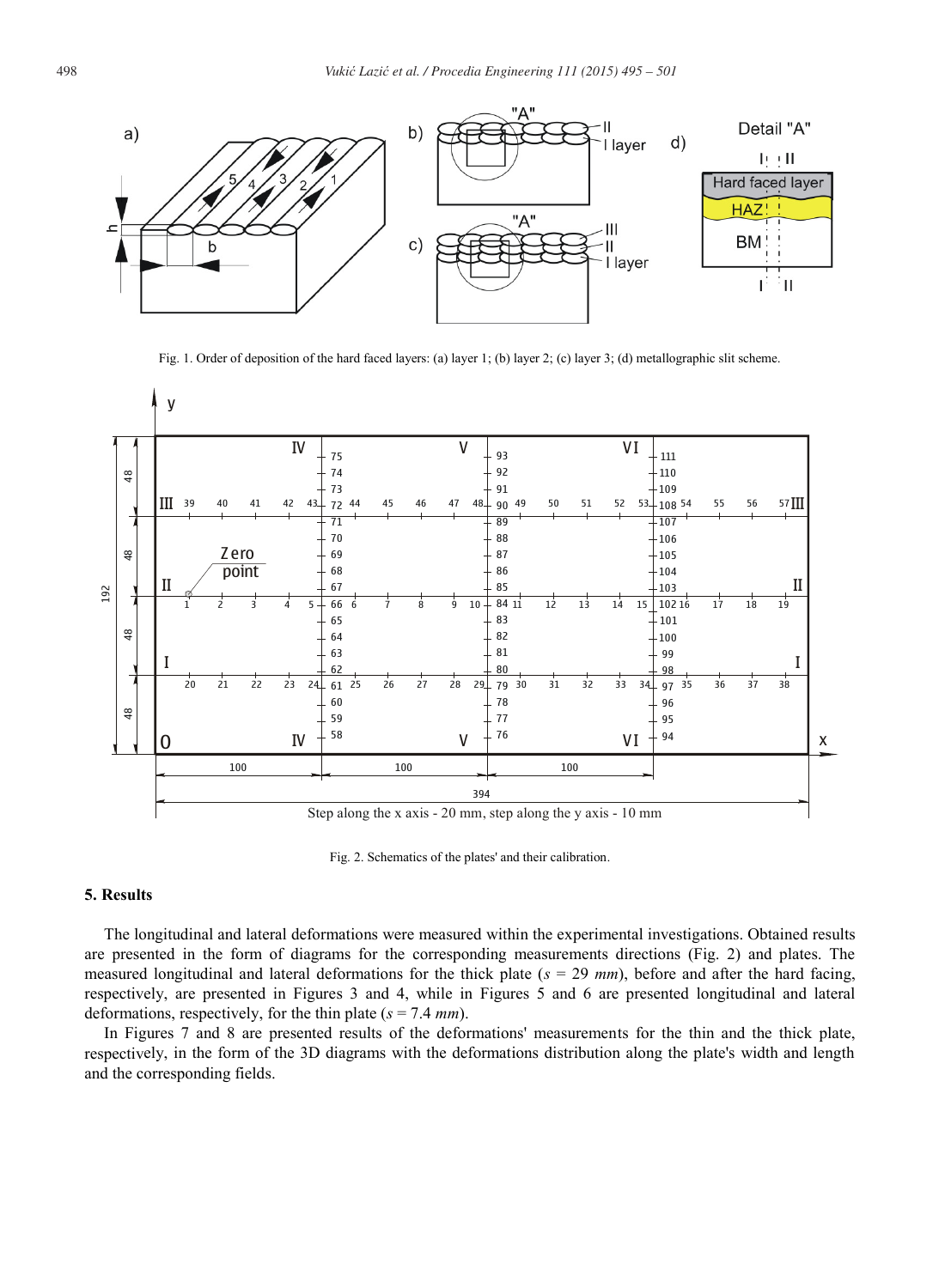Fig. 1. Order of deposition of the hard faced layers: (a) layer 1; (b) layer 2; (c) layer 3; (d) metallographic slit scheme.

Fig. 2. Schematics of the plates' and their calibration.

## 5. Results

The longitudinal and lateral deformations were measured within the experimental investigations. Obtained results are presented in the form of diagrams for the corresponding measurements directions (Fig. 2) and plates. The measured longitudinal and lateral deformations for the thick plate ($s$ = 29 $mm$), before and after the hard facing, respectively, are presented in Figures 3 and 4, while in Figures 5 and 6 are presented longitudinal and lateral deformations, respectively, for the thin plate ($s$ = 7.4 $mm$).

In Figures 7 and 8 are presented results of the deformations' measurements for the thin and the thick plate, respectively, in the form of the 3D diagrams with the deformations distribution along the plate's width and length and the corresponding fields.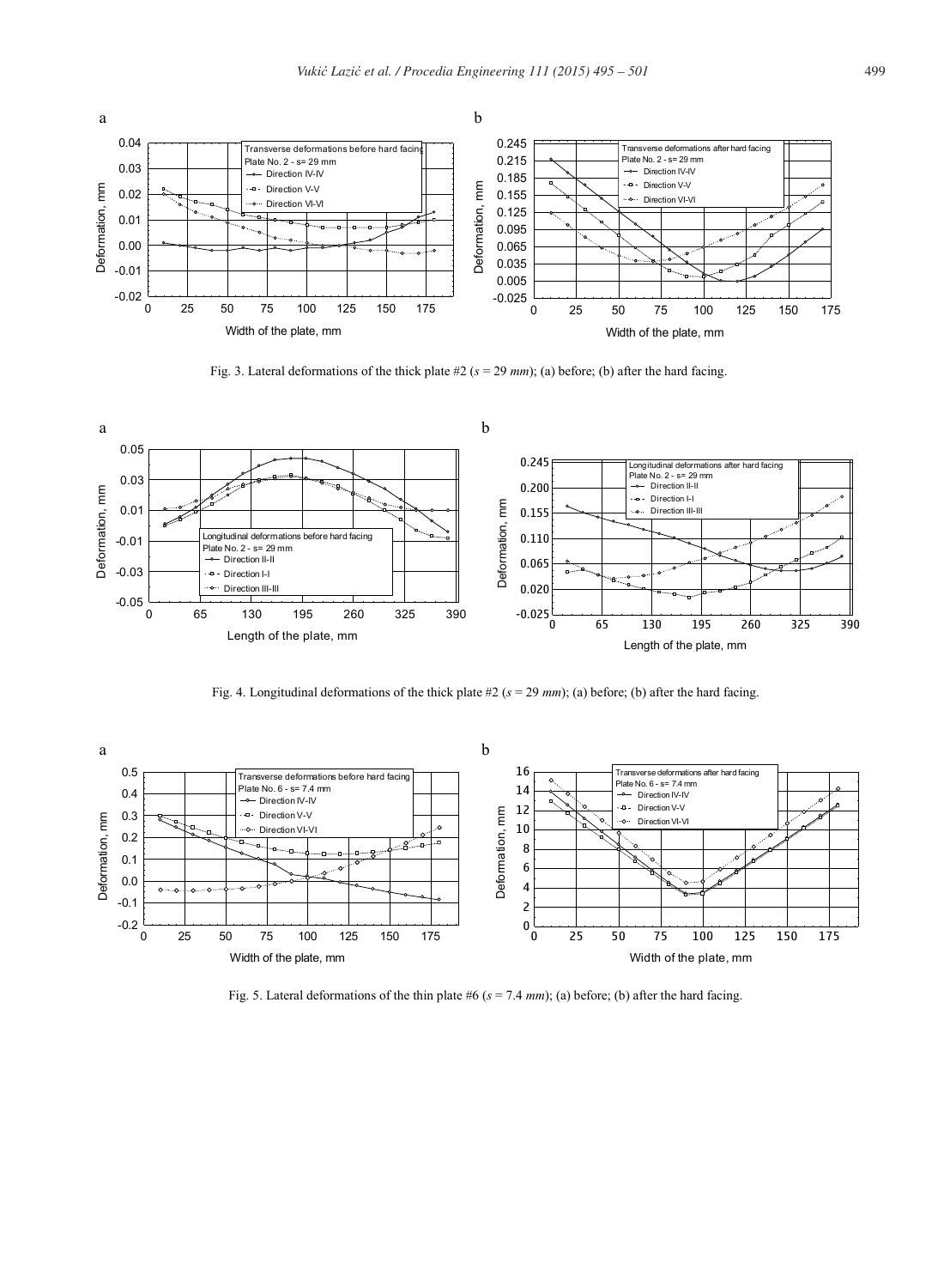Fig. 3. Lateral deformations of the thick plate #2 ($s$ = 29 $mm$); (a) before; (b) after the hard facing.

Fig. 4. Longitudinal deformations of the thick plate #2 ($s$ = 29 $mm$); (a) before; (b) after the hard facing.

Fig. 5. Lateral deformations of the thin plate #6 ($s$ = 7.4 $mm$); (a) before; (b) after the hard facing.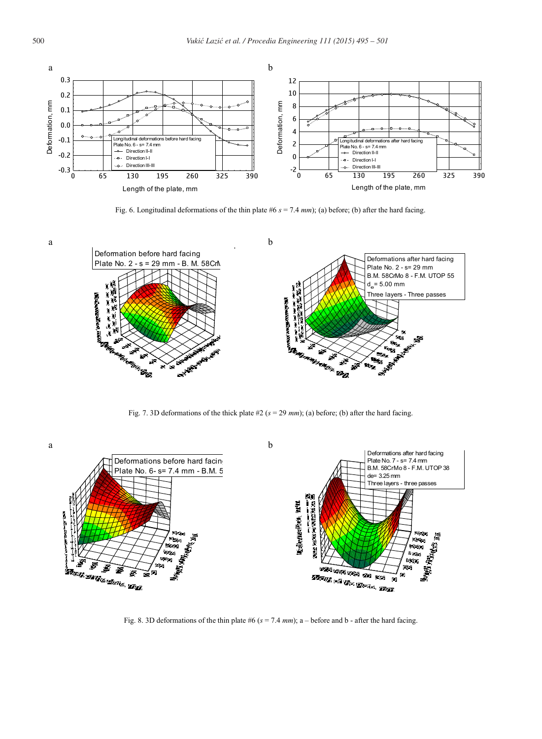Fig. 6. Longitudinal deformations of the thin plate #6 $s$ = 7.4 *mm*); (a) before; (b) after the hard facing.

Fig. 7. 3D deformations of the thick plate #2 ($s$ = 29 *mm*); (a) before; (b) after the hard facing.

Fig. 8. 3D deformations of the thin plate #6 ($s$ = 7.4 *mm*); a – before and b - after the hard facing.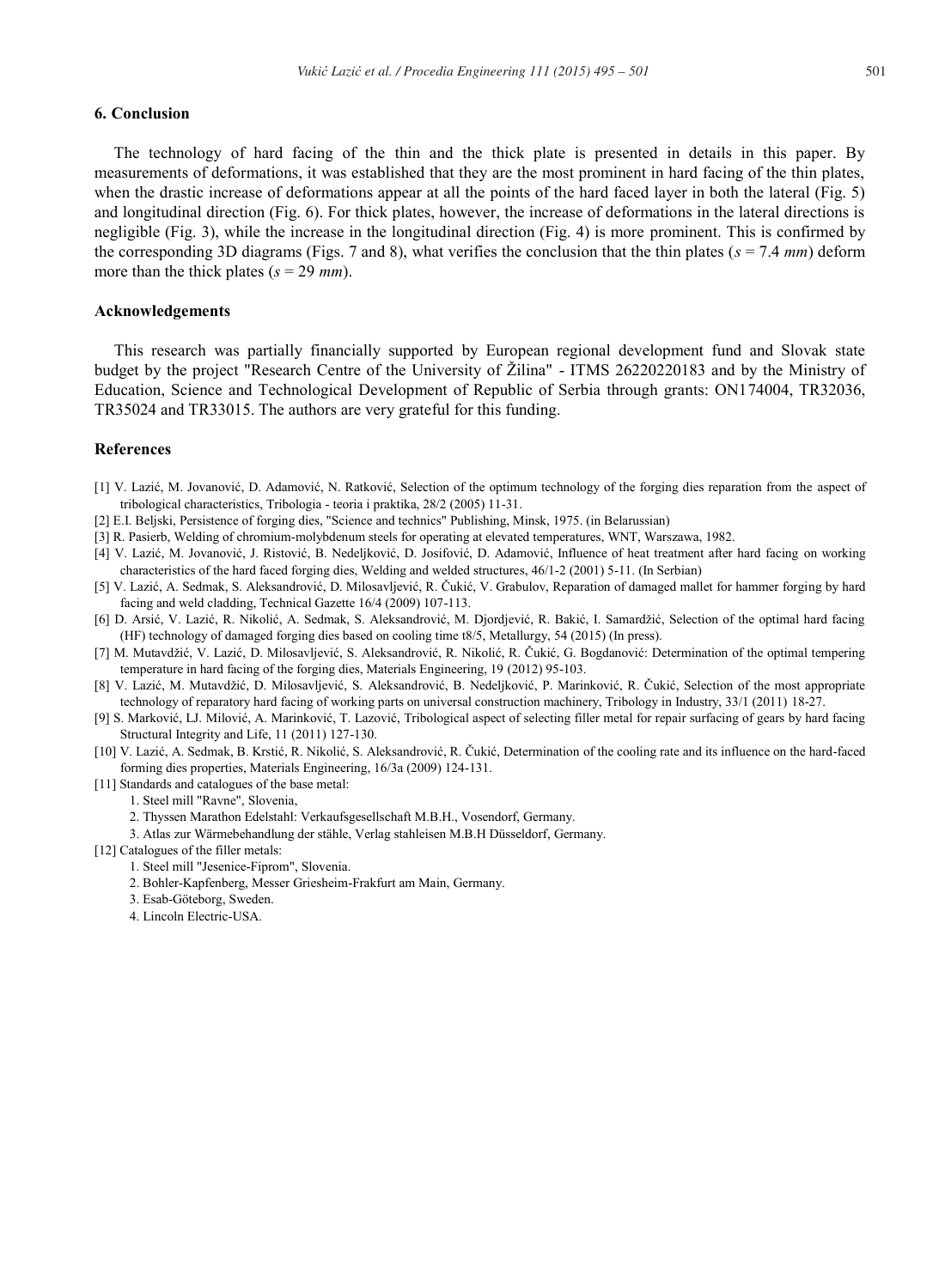## 6. Conclusion

The technology of hard facing of the thin and the thick plate is presented in details in this paper. By measurements of deformations, it was established that they are the most prominent in hard facing of the thin plates, when the drastic increase of deformations appear at all the points of the hard faced layer in both the lateral (Fig. 5) and longitudinal direction (Fig. 6). For thick plates, however, the increase of deformations in the lateral directions is negligible (Fig. 3), while the increase in the longitudinal direction (Fig. 4) is more prominent. This is confirmed by the corresponding 3D diagrams (Figs. 7 and 8), what verifies the conclusion that the thin plates ($s$ = 7.4 *mm*) deform more than the thick plates ($s$ = 29 *mm*).

## Acknowledgements

This research was partially financially supported by European regional development fund and Slovak state budget by the project "Research Centre of the University of Žilina" - ITMS 26220220183 and by the Ministry of Education, Science and Technological Development of Republic of Serbia through grants: ON174004, TR32036, TR35024 and TR33015. The authors are very grateful for this funding.

## References

[1] V. Lazić, M. Jovanović, D. Adamović, N. Ratković, Selection of the optimum technology of the forging dies reparation from the aspect of tribological characteristics, Tribologia - teoria i praktika, 28/2 (2005) 11-31.

[2] E.I. Beljski, Persistence of forging dies, "Science and technics" Publishing, Minsk, 1975. (in Belarussian)

[3] R. Pasierb, Welding of chromium-molybdenum steels for operating at elevated temperatures, WNT, Warszawa, 1982.

[4] V. Lazić, M. Jovanović, J. Ristović, B. Nedeljković, D. Josifović, D. Adamović, Influence of heat treatment after hard facing on working characteristics of the hard faced forging dies, Welding and welded structures, 46/1-2 (2001) 5-11. (In Serbian)

[5] V. Lazić, A. Sedmak, S. Aleksandrović, D. Milosavljević, R. Čukić, V. Grabulov, Reparation of damaged mallet for hammer forging by hard facing and weld cladding, Technical Gazette 16/4 (2009) 107-113.

[6] D. Arsić, V. Lazić, R. Nikolić, A. Sedmak, S. Aleksandrović, M. Djordjević, R. Bakić, I. Samardžić, Selection of the optimal hard facing (HF) technology of damaged forging dies based on cooling time t8/5, Metallurgy, 54 (2015) (In press).

[7] M. Mutavdžić, V. Lazić, D. Milosavljević, S. Aleksandrović, R. Nikolić, R. Čukić, G. Bogdanović: Determination of the optimal tempering temperature in hard facing of the forging dies, Materials Engineering, 19 (2012) 95-103.

[8] V. Lazić, M. Mutavdžić, D. Milosavljević, S. Aleksandrović, B. Nedeljković, P. Marinković, R. Čukić, Selection of the most appropriate technology of reparatory hard facing of working parts on universal construction machinery, Tribology in Industry, 33/1 (2011) 18-27.

[9] S. Marković, LJ. Milović, A. Marinković, T. Lazović, Tribological aspect of selecting filler metal for repair surfacing of gears by hard facing Structural Integrity and Life, 11 (2011) 127-130.

[10] V. Lazić, A. Sedmak, B. Krstić, R. Nikolić, S. Aleksandrović, R. Čukić, Determination of the cooling rate and its influence on the hard-faced forming dies properties, Materials Engineering, 16/3a (2009) 124-131.

[11] Standards and catalogues of the base metal:
1. Steel mill "Ravne", Slovenia,
2. Thyssen Marathon Edelstahl: Verkaufsgesellschaft M.B.H., Vosendorf, Germany.
3. Atlas zur Wärmebehandlung der stähle, Verlag stahleisen M.B.H Düsseldorf, Germany.

[12] Catalogues of the filler metals:
1. Steel mill "Jesenice-Fiprom", Slovenia.
2. Bohler-Kapfenberg, Messer Griesheim-Frakfurt am Main, Germany.
3. Esab-Göteborg, Sweden.
4. Lincoln Electric-USA.